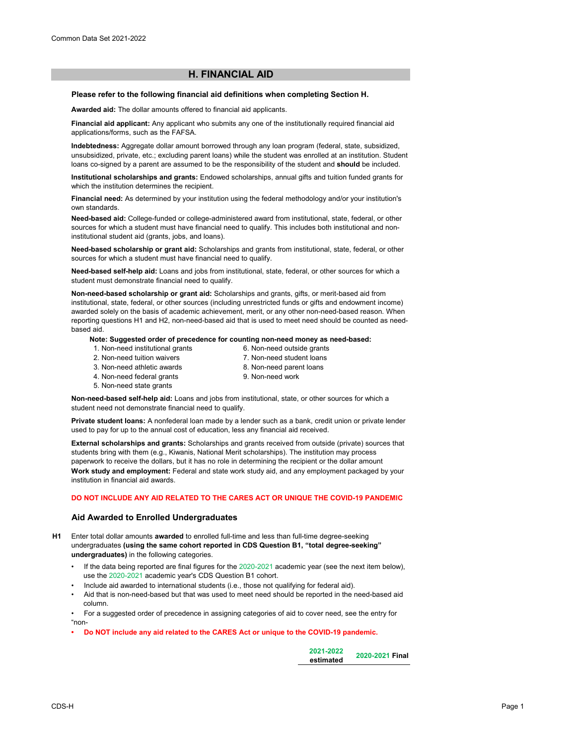## H. FINANCIAL AID

**Please refer to the following financial aid definitions when completing Section H.**

**Awarded aid:** The dollar amounts offered to financial aid applicants.

**Financial aid applicant:** Any applicant who submits any one of the institutionally required financial aid applications/forms, such as the FAFSA.

**Indebtedness:** Aggregate dollar amount borrowed through any loan program (federal, state, subsidized, unsubsidized, private, etc.; excluding parent loans) while the student was enrolled at an institution. Student loans co-signed by a parent are assumed to be the responsibility of the student and **should** be included.

**Institutional scholarships and grants:** Endowed scholarships, annual gifts and tuition funded grants for which the institution determines the recipient.

**Financial need:** As determined by your institution using the federal methodology and/or your institution's own standards.

**Need-based aid:** College-funded or college-administered award from institutional, state, federal, or other sources for which a student must have financial need to qualify. This includes both institutional and non-institutional student aid (grants, jobs, and loans).

**Need-based scholarship or grant aid:** Scholarships and grants from institutional, state, federal, or other sources for which a student must have financial need to qualify.

**Need-based self-help aid:** Loans and jobs from institutional, state, federal, or other sources for which a student must demonstrate financial need to qualify.

**Non-need-based scholarship or grant aid:** Scholarships and grants, gifts, or merit-based aid from institutional, state, federal, or other sources (including unrestricted funds or gifts and endowment income) awarded solely on the basis of academic achievement, merit, or any other non-need-based reason. When reporting questions H1 and H2, non-need-based aid that is used to meet need should be counted as need-based aid.

**Note: Suggested order of precedence for counting non-need money as need-based:**

1. Non-need institutional grants
2. Non-need tuition waivers
3. Non-need athletic awards
4. Non-need federal grants
5. Non-need state grants
6. Non-need outside grants
7. Non-need student loans
8. Non-need parent loans
9. Non-need work

**Non-need-based self-help aid:** Loans and jobs from institutional, state, or other sources for which a student need not demonstrate financial need to qualify.

**Private student loans:** A nonfederal loan made by a lender such as a bank, credit union or private lender used to pay for up to the annual cost of education, less any financial aid received.

**External scholarships and grants:** Scholarships and grants received from outside (private) sources that students bring with them (e.g., Kiwanis, National Merit scholarships). The institution may process paperwork to receive the dollars, but it has no role in determining the recipient or the dollar amount

**Work study and employment:** Federal and state work study aid, and any employment packaged by your institution in financial aid awards.

**DO NOT INCLUDE ANY AID RELATED TO THE CARES ACT OR UNIQUE THE COVID-19 PANDEMIC**

### Aid Awarded to Enrolled Undergraduates

**H1** Enter total dollar amounts **awarded** to enrolled full-time and less than full-time degree-seeking undergraduates **(using the same cohort reported in CDS Question B1, "total degree-seeking" undergraduates)** in the following categories.

- If the data being reported are final figures for the 2020-2021 academic year (see the next item below), use the 2020-2021 academic year's CDS Question B1 cohort.
- Include aid awarded to international students (i.e., those not qualifying for federal aid).
- Aid that is non-need-based but that was used to meet need should be reported in the need-based aid column.
- For a suggested order of precedence in assigning categories of aid to cover need, see the entry for "non-
- **Do NOT include any aid related to the CARES Act or unique to the COVID-19 pandemic.**

| 2021-2022 estimated | 2020-2021 Final |
|---|---|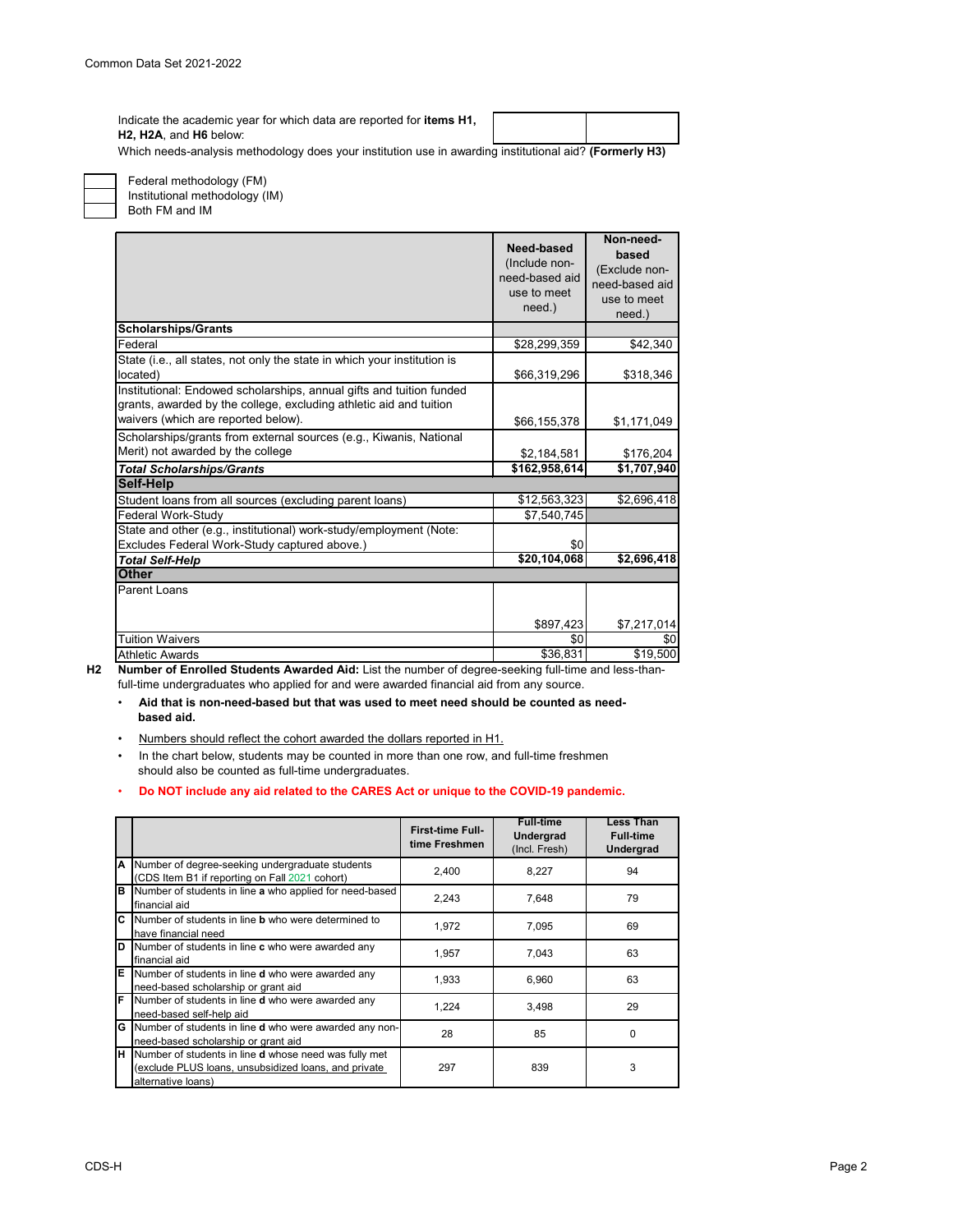Indicate the academic year for which data are reported for **items H1, H2, H2A**, and **H6** below:

| | |
|---|---|
| | |

Which needs-analysis methodology does your institution use in awarding institutional aid? **(Formerly H3)**

| | |
|---|---|
| | Federal methodology (FM) |
| | Institutional methodology (IM) |
| | Both FM and IM |

| | **Need-based** (Include non-need-based aid use to meet need.) | **Non-need-based** (Exclude non-need-based aid use to meet need.) |
|---|---|---|
| **Scholarships/Grants** | | |
| Federal | $28,299,359 | $42,340 |
| State (i.e., all states, not only the state in which your institution is located) | $66,319,296 | $318,346 |
| Institutional: Endowed scholarships, annual gifts and tuition funded grants, awarded by the college, excluding athletic aid and tuition waivers (which are reported below). | $66,155,378 | $1,171,049 |
| Scholarships/grants from external sources (e.g., Kiwanis, National Merit) not awarded by the college | $2,184,581 | $176,204 |
| ***Total Scholarships/Grants*** | **$162,958,614** | **$1,707,940** |
| **Self-Help** | | |
| Student loans from all sources (excluding parent loans) | $12,563,323 | $2,696,418 |
| Federal Work-Study | $7,540,745 | |
| State and other (e.g., institutional) work-study/employment (Note: Excludes Federal Work-Study captured above.) | $0 | |
| ***Total Self-Help*** | **$20,104,068** | **$2,696,418** |
| **Other** | | |
| Parent Loans | $897,423 | $7,217,014 |
| Tuition Waivers | $0 | $0 |
| Athletic Awards | $36,831 | $19,500 |

**H2** **Number of Enrolled Students Awarded Aid:** List the number of degree-seeking full-time and less-than-full-time undergraduates who applied for and were awarded financial aid from any source.

- **Aid that is non-need-based but that was used to meet need should be counted as need-based aid.**
- Numbers should reflect the cohort awarded the dollars reported in H1.
- In the chart below, students may be counted in more than one row, and full-time freshmen should also be counted as full-time undergraduates.
- **Do NOT include any aid related to the CARES Act or unique to the COVID-19 pandemic.**

| | | **First-time Full-time Freshmen** | **Full-time Undergrad** (Incl. Fresh) | **Less Than Full-time Undergrad** |
|---|---|---|---|---|
| A | Number of degree-seeking undergraduate students (CDS Item B1 if reporting on Fall 2021 cohort) | 2,400 | 8,227 | 94 |
| B | Number of students in line **a** who applied for need-based financial aid | 2,243 | 7,648 | 79 |
| C | Number of students in line **b** who were determined to have financial need | 1,972 | 7,095 | 69 |
| D | Number of students in line **c** who were awarded any financial aid | 1,957 | 7,043 | 63 |
| E | Number of students in line **d** who were awarded any need-based scholarship or grant aid | 1,933 | 6,960 | 63 |
| F | Number of students in line **d** who were awarded any need-based self-help aid | 1,224 | 3,498 | 29 |
| G | Number of students in line **d** who were awarded any non-need-based scholarship or grant aid | 28 | 85 | 0 |
| H | Number of students in line **d** whose need was fully met (exclude PLUS loans, unsubsidized loans, and private alternative loans) | 297 | 839 | 3 |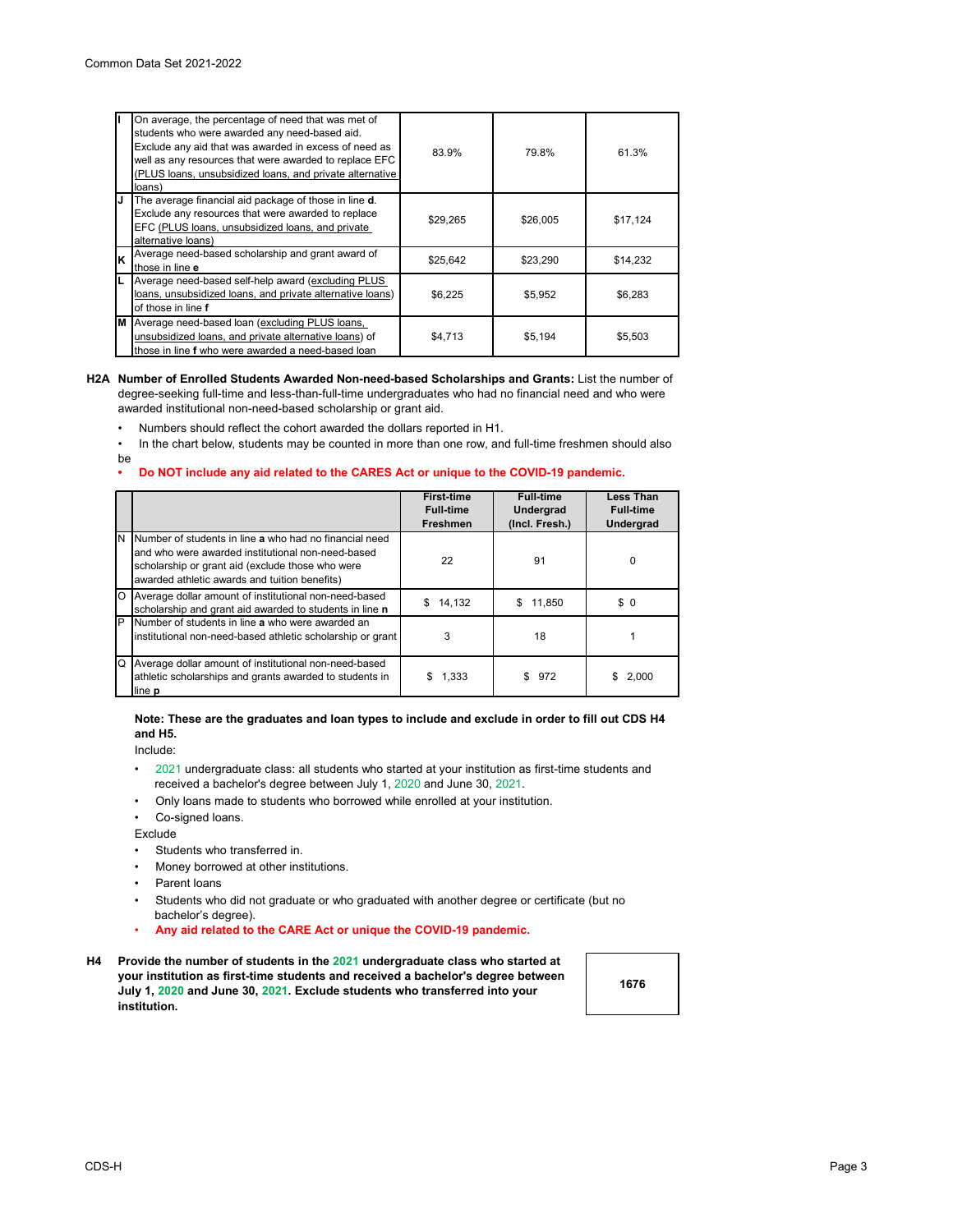| | | | | |
|---|---|---|---|---|
| I | On average, the percentage of need that was met of students who were awarded any need-based aid. Exclude any aid that was awarded in excess of need as well as any resources that were awarded to replace EFC (PLUS loans, unsubsidized loans, and private alternative loans) | 83.9% | 79.8% | 61.3% |
| J | The average financial aid package of those in line **d**. Exclude any resources that were awarded to replace EFC (PLUS loans, unsubsidized loans, and private alternative loans) | $29,265 | $26,005 | $17,124 |
| K | Average need-based scholarship and grant award of those in line **e** | $25,642 | $23,290 | $14,232 |
| L | Average need-based self-help award (excluding PLUS loans, unsubsidized loans, and private alternative loans) of those in line **f** | $6,225 | $5,952 | $6,283 |
| M | Average need-based loan (excluding PLUS loans, unsubsidized loans, and private alternative loans) of those in line **f** who were awarded a need-based loan | $4,713 | $5,194 | $5,503 |

**H2A Number of Enrolled Students Awarded Non-need-based Scholarships and Grants:** List the number of degree-seeking full-time and less-than-full-time undergraduates who had no financial need and who were awarded institutional non-need-based scholarship or grant aid.

- Numbers should reflect the cohort awarded the dollars reported in H1.
- In the chart below, students may be counted in more than one row, and full-time freshmen should also be
- **Do NOT include any aid related to the CARES Act or unique to the COVID-19 pandemic.**

| | | First-time Full-time Freshmen | Full-time Undergrad (Incl. Fresh.) | Less Than Full-time Undergrad |
|---|---|---|---|---|
| N | Number of students in line **a** who had no financial need and who were awarded institutional non-need-based scholarship or grant aid (exclude those who were awarded athletic awards and tuition benefits) | 22 | 91 | 0 |
| O | Average dollar amount of institutional non-need-based scholarship and grant aid awarded to students in line **n** | $ 14,132 | $ 11,850 | $ 0 |
| P | Number of students in line **a** who were awarded an institutional non-need-based athletic scholarship or grant | 3 | 18 | 1 |
| Q | Average dollar amount of institutional non-need-based athletic scholarships and grants awarded to students in line **p** | $ 1,333 | $ 972 | $ 2,000 |

**Note: These are the graduates and loan types to include and exclude in order to fill out CDS H4 and H5.**

Include:

- 2021 undergraduate class: all students who started at your institution as first-time students and received a bachelor's degree between July 1, 2020 and June 30, 2021.
- Only loans made to students who borrowed while enrolled at your institution.
- Co-signed loans.

Exclude

- Students who transferred in.
- Money borrowed at other institutions.
- Parent loans
- Students who did not graduate or who graduated with another degree or certificate (but no bachelor's degree).
- **Any aid related to the CARE Act or unique the COVID-19 pandemic.**

**H4 Provide the number of students in the 2021 undergraduate class who started at your institution as first-time students and received a bachelor's degree between July 1, 2020 and June 30, 2021. Exclude students who transferred into your institution.**

**1676**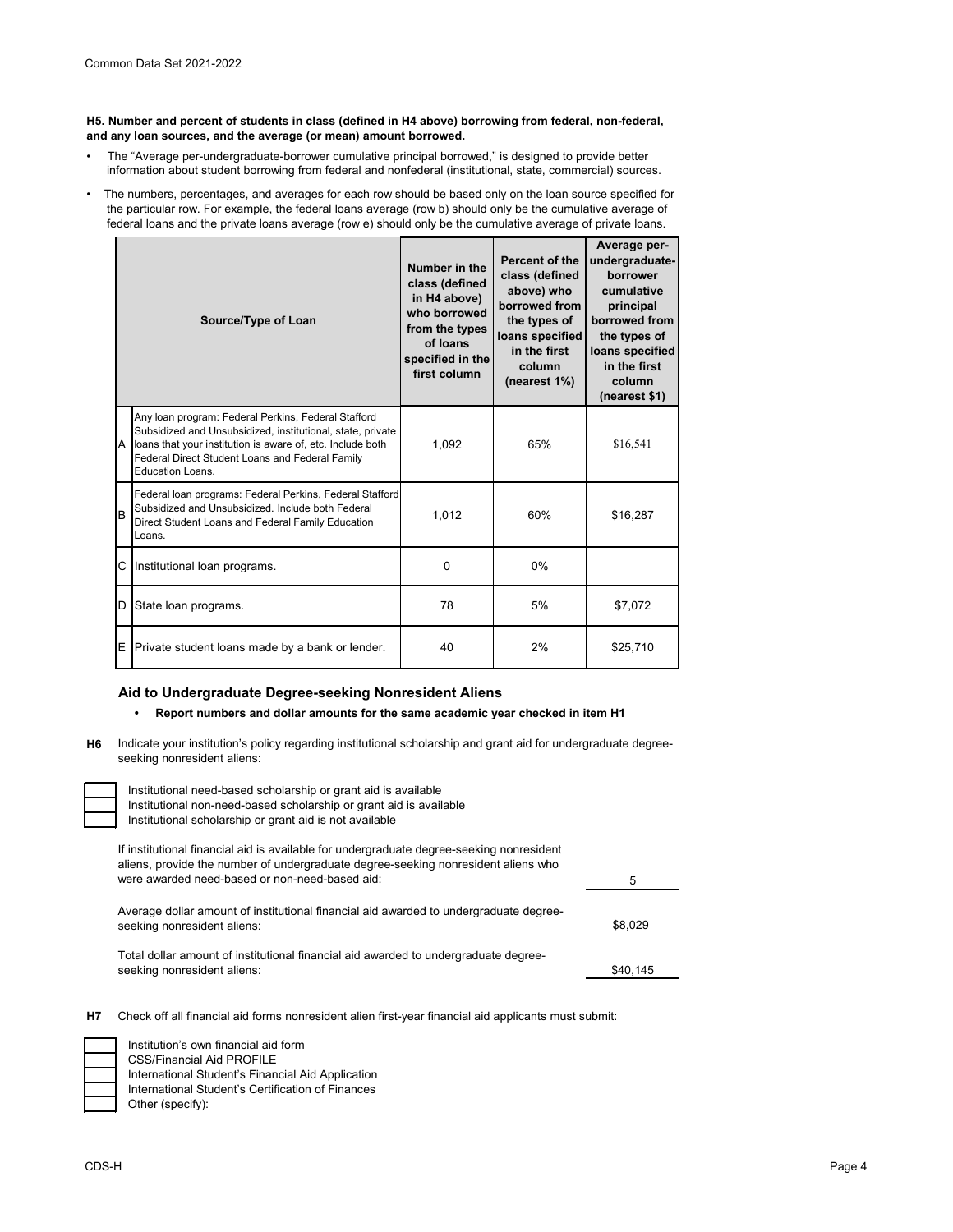**H5. Number and percent of students in class (defined in H4 above) borrowing from federal, non-federal, and any loan sources, and the average (or mean) amount borrowed.**

- The "Average per-undergraduate-borrower cumulative principal borrowed," is designed to provide better information about student borrowing from federal and nonfederal (institutional, state, commercial) sources.
- The numbers, percentages, and averages for each row should be based only on the loan source specified for the particular row. For example, the federal loans average (row b) should only be the cumulative average of federal loans and the private loans average (row e) should only be the cumulative average of private loans.

| | Source/Type of Loan | Number in the class (defined in H4 above) who borrowed from the types of loans specified in the first column | Percent of the class (defined above) who borrowed from the types of loans specified in the first column (nearest 1%) | Average per-undergraduate-borrower cumulative principal borrowed from the types of loans specified in the first column (nearest $1) |
|---|---|---|---|---|
| A | Any loan program: Federal Perkins, Federal Stafford Subsidized and Unsubsidized, institutional, state, private loans that your institution is aware of, etc. Include both Federal Direct Student Loans and Federal Family Education Loans. | 1,092 | 65% | $16,541 |
| B | Federal loan programs: Federal Perkins, Federal Stafford Subsidized and Unsubsidized. Include both Federal Direct Student Loans and Federal Family Education Loans. | 1,012 | 60% | $16,287 |
| C | Institutional loan programs. | 0 | 0% | |
| D | State loan programs. | 78 | 5% | $7,072 |
| E | Private student loans made by a bank or lender. | 40 | 2% | $25,710 |

### Aid to Undergraduate Degree-seeking Nonresident Aliens

- **Report numbers and dollar amounts for the same academic year checked in item H1**

**H6** Indicate your institution's policy regarding institutional scholarship and grant aid for undergraduate degree-seeking nonresident aliens:

- [ ] Institutional need-based scholarship or grant aid is available
- [ ] Institutional non-need-based scholarship or grant aid is available
- [ ] Institutional scholarship or grant aid is not available

| | |
|---|---|
| If institutional financial aid is available for undergraduate degree-seeking nonresident aliens, provide the number of undergraduate degree-seeking nonresident aliens who were awarded need-based or non-need-based aid: | 5 |
| Average dollar amount of institutional financial aid awarded to undergraduate degree-seeking nonresident aliens: | $8,029 |
| Total dollar amount of institutional financial aid awarded to undergraduate degree-seeking nonresident aliens: | $40,145 |

**H7** Check off all financial aid forms nonresident alien first-year financial aid applicants must submit:

- [ ] Institution's own financial aid form
- [ ] CSS/Financial Aid PROFILE
- [ ] International Student's Financial Aid Application
- [ ] International Student's Certification of Finances
- [ ] Other (specify):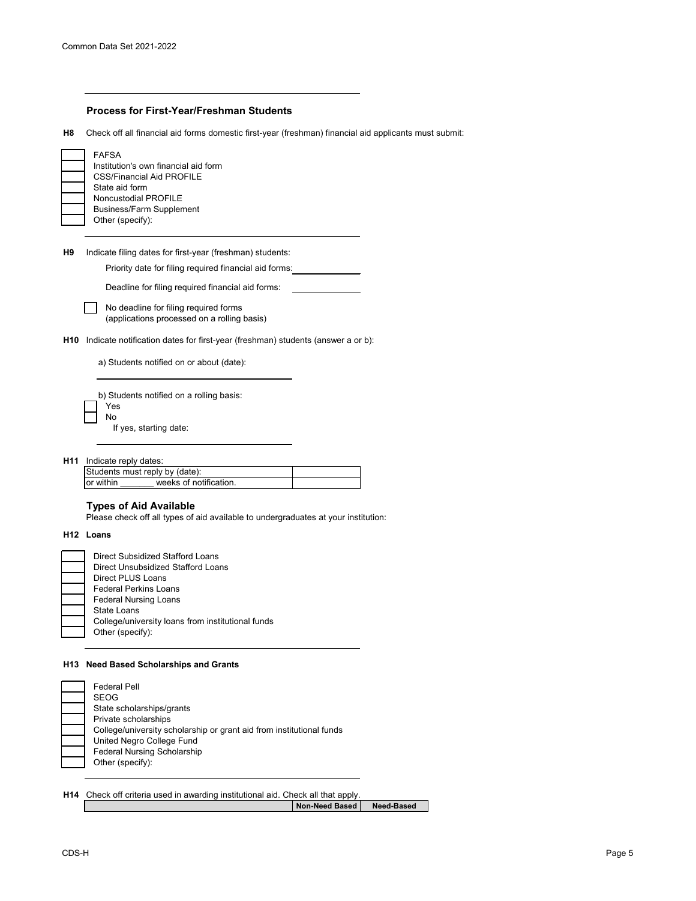## Process for First-Year/Freshman Students

**H8** Check off all financial aid forms domestic first-year (freshman) financial aid applicants must submit:

| | |
|---|---|
| | FAFSA |
| | Institution's own financial aid form |
| | CSS/Financial Aid PROFILE |
| | State aid form |
| | Noncustodial PROFILE |
| | Business/Farm Supplement |
| | Other (specify): |

**H9** Indicate filing dates for first-year (freshman) students:

Priority date for filing required financial aid forms:

Deadline for filing required financial aid forms:

No deadline for filing required forms (applications processed on a rolling basis)

**H10** Indicate notification dates for first-year (freshman) students (answer a or b):

a) Students notified on or about (date):

b) Students notified on a rolling basis:

| | |
|---|---|
| | Yes |
| | No |

If yes, starting date:

**H11** Indicate reply dates:

| | |
|---|---|
| Students must reply by (date): | |
| or within _______ weeks of notification. | |

## Types of Aid Available

Please check off all types of aid available to undergraduates at your institution:

**H12 Loans**

| | |
|---|---|
| | Direct Subsidized Stafford Loans |
| | Direct Unsubsidized Stafford Loans |
| | Direct PLUS Loans |
| | Federal Perkins Loans |
| | Federal Nursing Loans |
| | State Loans |
| | College/university loans from institutional funds |
| | Other (specify): |

**H13 Need Based Scholarships and Grants**

| | |
|---|---|
| | Federal Pell |
| | SEOG |
| | State scholarships/grants |
| | Private scholarships |
| | College/university scholarship or grant aid from institutional funds |
| | United Negro College Fund |
| | Federal Nursing Scholarship |
| | Other (specify): |

**H14** Check off criteria used in awarding institutional aid. Check all that apply.

| | Non-Need Based | Need-Based |
|---|---|---|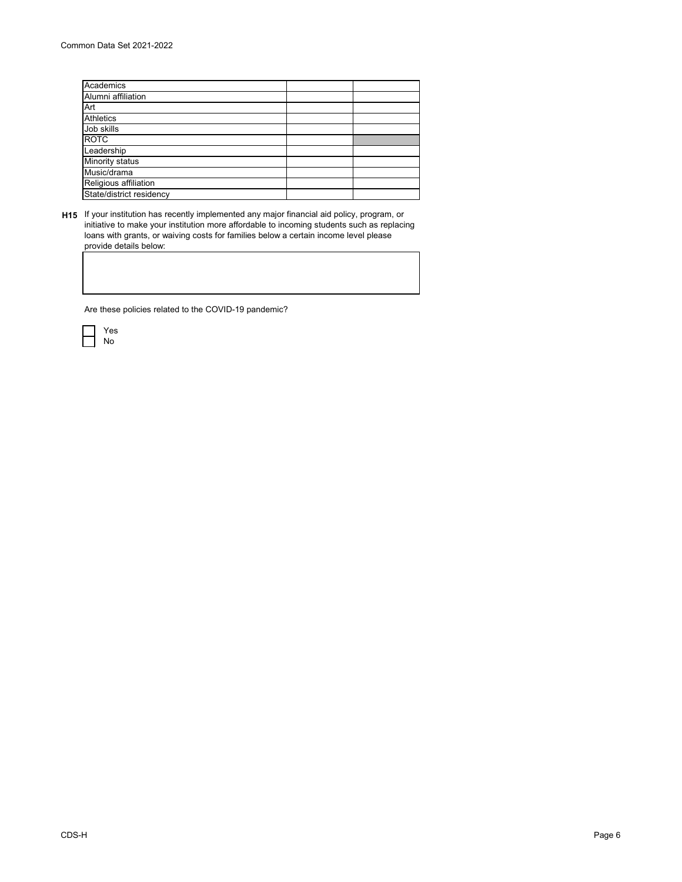| | | |
|---|---|---|
| Academics | | |
| Alumni affiliation | | |
| Art | | |
| Athletics | | |
| Job skills | | |
| ROTC | | |
| Leadership | | |
| Minority status | | |
| Music/drama | | |
| Religious affiliation | | |
| State/district residency | | |

**H15** If your institution has recently implemented any major financial aid policy, program, or initiative to make your institution more affordable to incoming students such as replacing loans with grants, or waiving costs for families below a certain income level please provide details below:

Are these policies related to the COVID-19 pandemic?

- [ ] Yes
- [ ] No